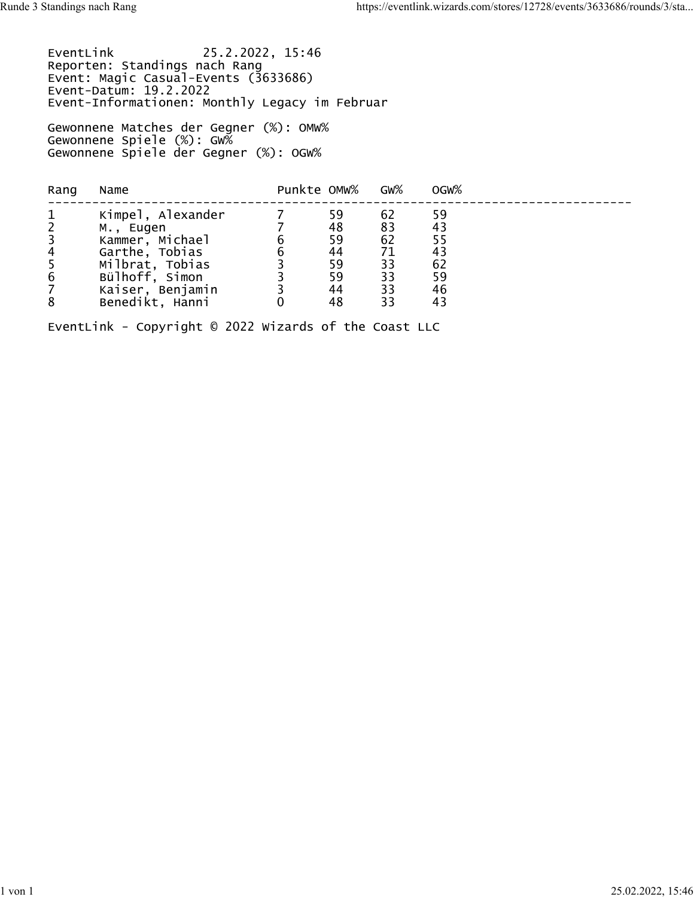EventLink 25.2.2022, 15:46
Reporten: Standings nach Rang
Event: Magic Casual-Events (3633686)
Event-Datum: 19.2.2022
Event-Informationen: Monthly Legacy im Februar

Gewonnene Matches der Gegner (%): OMW%
Gewonnene Spiele (%): GW%
Gewonnene Spiele der Gegner (%): OGW%

| Rang | Name | Punkte | OMW% | GW% | OGW% |
|---|---|---|---|---|---|
| 1 | Kimpel, Alexander | 7 | 59 | 62 | 59 |
| 2 | M., Eugen | 7 | 48 | 83 | 43 |
| 3 | Kammer, Michael | 6 | 59 | 62 | 55 |
| 4 | Garthe, Tobias | 6 | 44 | 71 | 43 |
| 5 | Milbrat, Tobias | 3 | 59 | 33 | 62 |
| 6 | Bülhoff, Simon | 3 | 59 | 33 | 59 |
| 7 | Kaiser, Benjamin | 3 | 44 | 33 | 46 |
| 8 | Benedikt, Hanni | 0 | 48 | 33 | 43 |

EventLink - Copyright © 2022 Wizards of the Coast LLC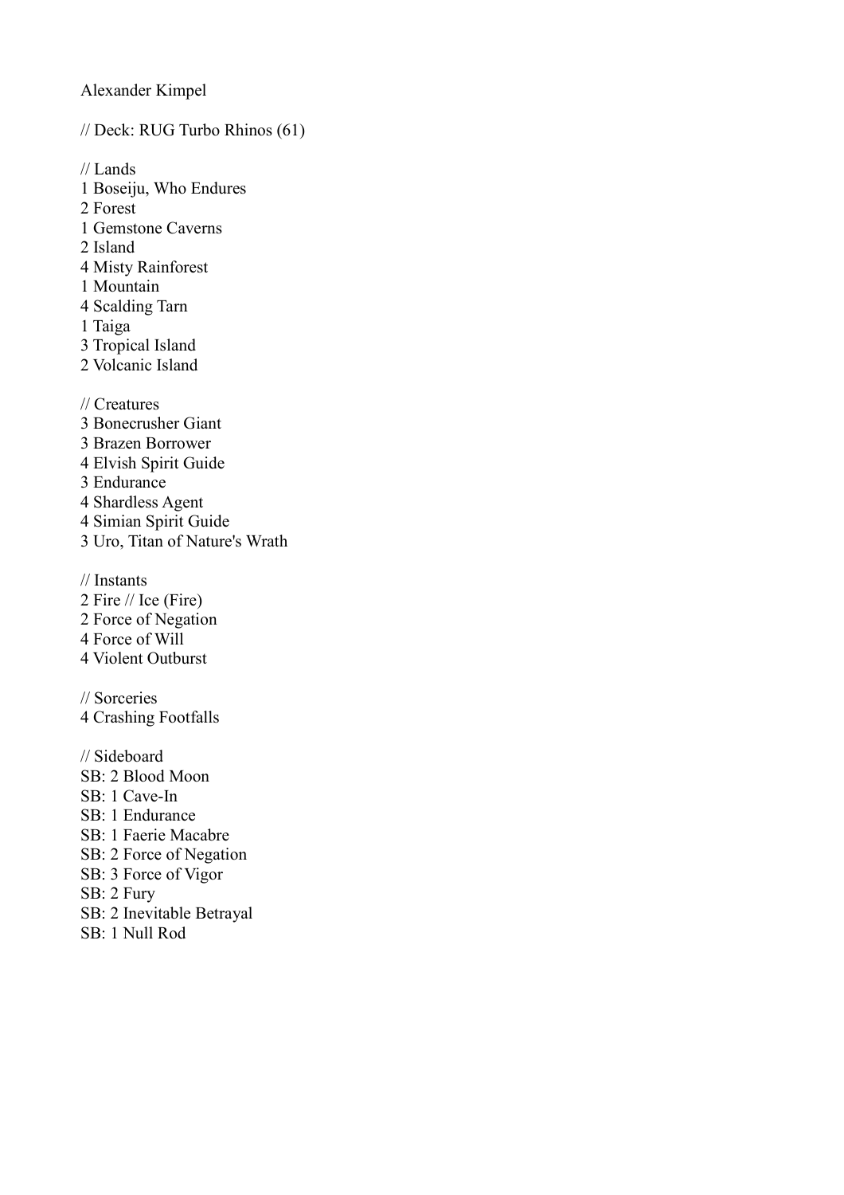Alexander Kimpel

// Deck: RUG Turbo Rhinos (61)

// Lands
1 Boseiju, Who Endures
2 Forest
1 Gemstone Caverns
2 Island
4 Misty Rainforest
1 Mountain
4 Scalding Tarn
1 Taiga
3 Tropical Island
2 Volcanic Island

// Creatures
3 Bonecrusher Giant
3 Brazen Borrower
4 Elvish Spirit Guide
3 Endurance
4 Shardless Agent
4 Simian Spirit Guide
3 Uro, Titan of Nature's Wrath

// Instants
2 Fire // Ice (Fire)
2 Force of Negation
4 Force of Will
4 Violent Outburst

// Sorceries
4 Crashing Footfalls

// Sideboard
SB: 2 Blood Moon
SB: 1 Cave-In
SB: 1 Endurance
SB: 1 Faerie Macabre
SB: 2 Force of Negation
SB: 3 Force of Vigor
SB: 2 Fury
SB: 2 Inevitable Betrayal
SB: 1 Null Rod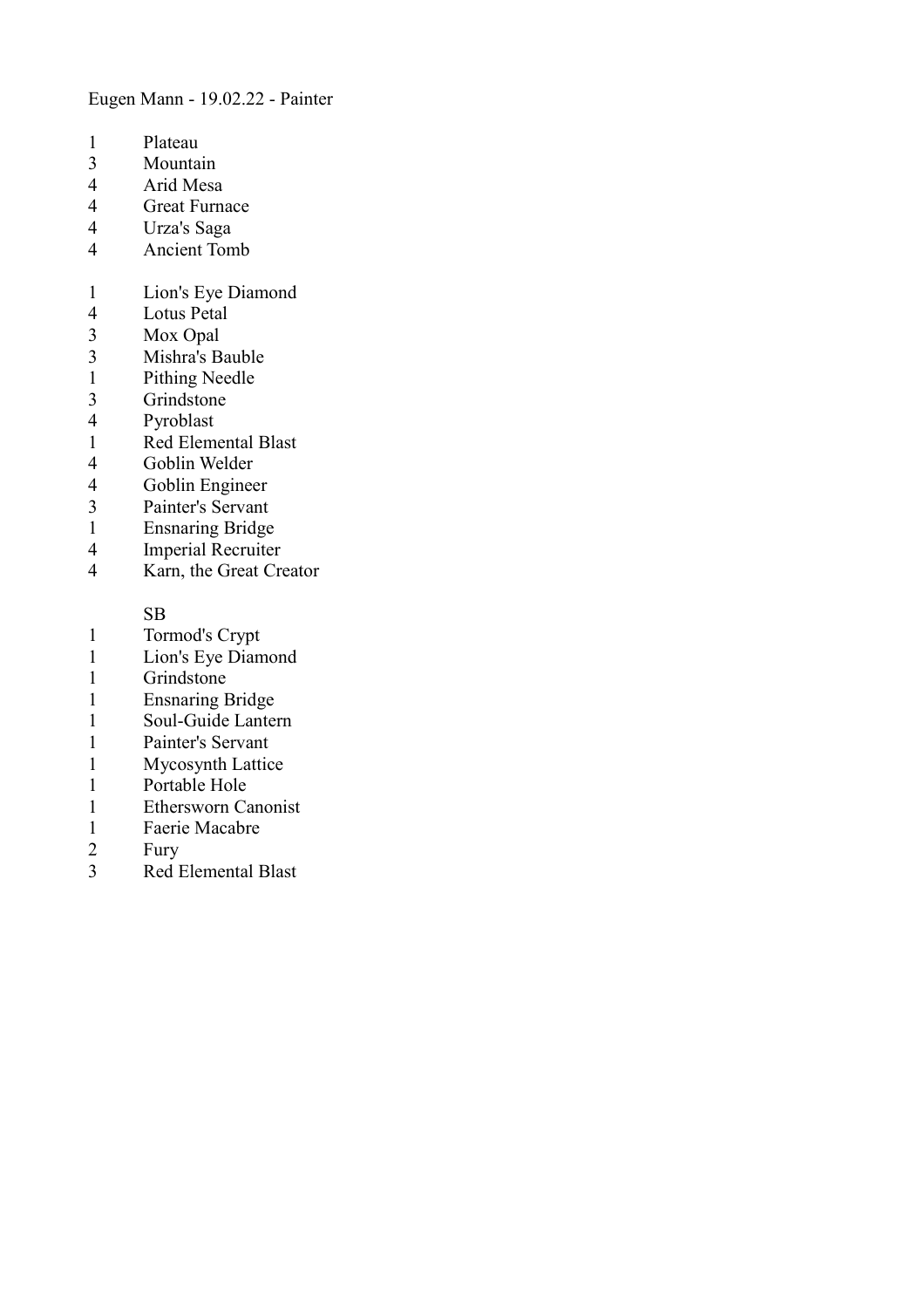Eugen Mann - 19.02.22 - Painter

1 Plateau
3 Mountain
4 Arid Mesa
4 Great Furnace
4 Urza's Saga
4 Ancient Tomb

1 Lion's Eye Diamond
4 Lotus Petal
3 Mox Opal
3 Mishra's Bauble
1 Pithing Needle
3 Grindstone
4 Pyroblast
1 Red Elemental Blast
4 Goblin Welder
4 Goblin Engineer
3 Painter's Servant
1 Ensnaring Bridge
4 Imperial Recruiter
4 Karn, the Great Creator

SB

1 Tormod's Crypt
1 Lion's Eye Diamond
1 Grindstone
1 Ensnaring Bridge
1 Soul-Guide Lantern
1 Painter's Servant
1 Mycosynth Lattice
1 Portable Hole
1 Ethersworn Canonist
1 Faerie Macabre
2 Fury
3 Red Elemental Blast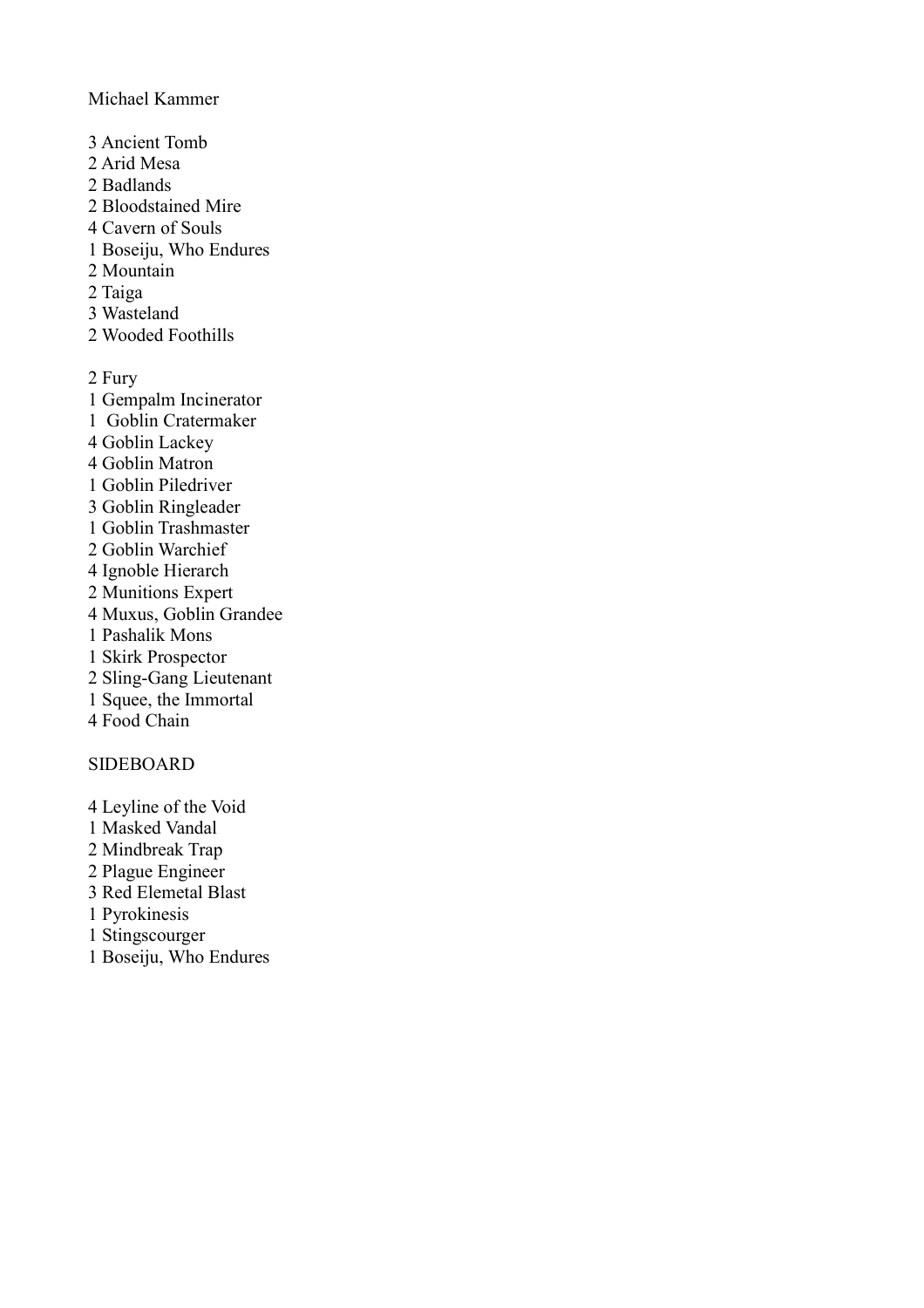Michael Kammer

3 Ancient Tomb
2 Arid Mesa
2 Badlands
2 Bloodstained Mire
4 Cavern of Souls
1 Boseiju, Who Endures
2 Mountain
2 Taiga
3 Wasteland
2 Wooded Foothills

2 Fury
1 Gempalm Incinerator
1  Goblin Cratermaker
4 Goblin Lackey
4 Goblin Matron
1 Goblin Piledriver
3 Goblin Ringleader
1 Goblin Trashmaster
2 Goblin Warchief
4 Ignoble Hierarch
2 Munitions Expert
4 Muxus, Goblin Grandee
1 Pashalik Mons
1 Skirk Prospector
2 Sling-Gang Lieutenant
1 Squee, the Immortal
4 Food Chain

SIDEBOARD

4 Leyline of the Void
1 Masked Vandal
2 Mindbreak Trap
2 Plague Engineer
3 Red Elemetal Blast
1 Pyrokinesis
1 Stingscourger
1 Boseiju, Who Endures